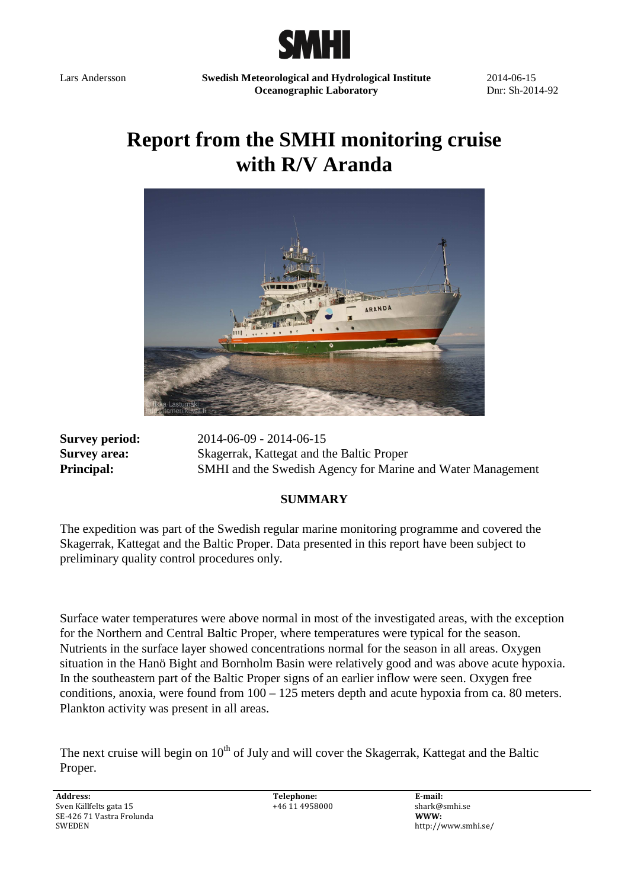Lars Andersson

**Swedish Meteorological and Hydrological Institute**
**Oceanographic Laboratory**

2014-06-15
Dnr: Sh-2014-92

# Report from the SMHI monitoring cruise with R/V Aranda

**Survey period:** 2014-06-09 - 2014-06-15
**Survey area:** Skagerrak, Kattegat and the Baltic Proper
**Principal:** SMHI and the Swedish Agency for Marine and Water Management

## SUMMARY

The expedition was part of the Swedish regular marine monitoring programme and covered the Skagerrak, Kattegat and the Baltic Proper. Data presented in this report have been subject to preliminary quality control procedures only.

Surface water temperatures were above normal in most of the investigated areas, with the exception for the Northern and Central Baltic Proper, where temperatures were typical for the season. Nutrients in the surface layer showed concentrations normal for the season in all areas. Oxygen situation in the Hanö Bight and Bornholm Basin were relatively good and was above acute hypoxia. In the southeastern part of the Baltic Proper signs of an earlier inflow were seen. Oxygen free conditions, anoxia, were found from 100 – 125 meters depth and acute hypoxia from ca. 80 meters. Plankton activity was present in all areas.

The next cruise will begin on 10th of July and will cover the Skagerrak, Kattegat and the Baltic Proper.

**Address:**
Sven Källfelts gata 15
SE-426 71 Vastra Frolunda
SWEDEN

**Telephone:**
+46 11 4958000

**E-mail:**
shark@smhi.se
**WWW:**
http://www.smhi.se/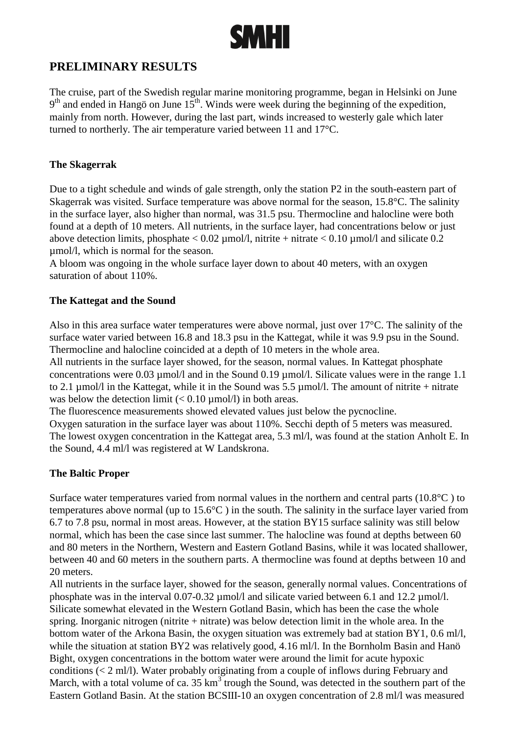# PRELIMINARY RESULTS

The cruise, part of the Swedish regular marine monitoring programme, began in Helsinki on June 9th and ended in Hangö on June 15th. Winds were week during the beginning of the expedition, mainly from north. However, during the last part, winds increased to westerly gale which later turned to northerly. The air temperature varied between 11 and 17°C.

### The Skagerrak

Due to a tight schedule and winds of gale strength, only the station P2 in the south-eastern part of Skagerrak was visited. Surface temperature was above normal for the season, 15.8°C. The salinity in the surface layer, also higher than normal, was 31.5 psu. Thermocline and halocline were both found at a depth of 10 meters. All nutrients, in the surface layer, had concentrations below or just above detection limits, phosphate < 0.02 µmol/l, nitrite + nitrate < 0.10 µmol/l and silicate 0.2 µmol/l, which is normal for the season.

A bloom was ongoing in the whole surface layer down to about 40 meters, with an oxygen saturation of about 110%.

### The Kattegat and the Sound

Also in this area surface water temperatures were above normal, just over 17°C. The salinity of the surface water varied between 16.8 and 18.3 psu in the Kattegat, while it was 9.9 psu in the Sound. Thermocline and halocline coincided at a depth of 10 meters in the whole area.

All nutrients in the surface layer showed, for the season, normal values. In Kattegat phosphate concentrations were 0.03 µmol/l and in the Sound 0.19 µmol/l. Silicate values were in the range 1.1 to 2.1 µmol/l in the Kattegat, while it in the Sound was 5.5 µmol/l. The amount of nitrite + nitrate was below the detection limit (< 0.10 µmol/l) in both areas.

The fluorescence measurements showed elevated values just below the pycnocline.

Oxygen saturation in the surface layer was about 110%. Secchi depth of 5 meters was measured. The lowest oxygen concentration in the Kattegat area, 5.3 ml/l, was found at the station Anholt E. In the Sound, 4.4 ml/l was registered at W Landskrona.

### The Baltic Proper

Surface water temperatures varied from normal values in the northern and central parts (10.8°C ) to temperatures above normal (up to 15.6°C ) in the south. The salinity in the surface layer varied from 6.7 to 7.8 psu, normal in most areas. However, at the station BY15 surface salinity was still below normal, which has been the case since last summer. The halocline was found at depths between 60 and 80 meters in the Northern, Western and Eastern Gotland Basins, while it was located shallower, between 40 and 60 meters in the southern parts. A thermocline was found at depths between 10 and 20 meters.

All nutrients in the surface layer, showed for the season, generally normal values. Concentrations of phosphate was in the interval 0.07-0.32 µmol/l and silicate varied between 6.1 and 12.2 µmol/l. Silicate somewhat elevated in the Western Gotland Basin, which has been the case the whole spring. Inorganic nitrogen (nitrite + nitrate) was below detection limit in the whole area. In the bottom water of the Arkona Basin, the oxygen situation was extremely bad at station BY1, 0.6 ml/l, while the situation at station BY2 was relatively good, 4.16 ml/l. In the Bornholm Basin and Hanö Bight, oxygen concentrations in the bottom water were around the limit for acute hypoxic conditions (< 2 ml/l). Water probably originating from a couple of inflows during February and March, with a total volume of ca. 35 km$^3$ trough the Sound, was detected in the southern part of the Eastern Gotland Basin. At the station BCSIII-10 an oxygen concentration of 2.8 ml/l was measured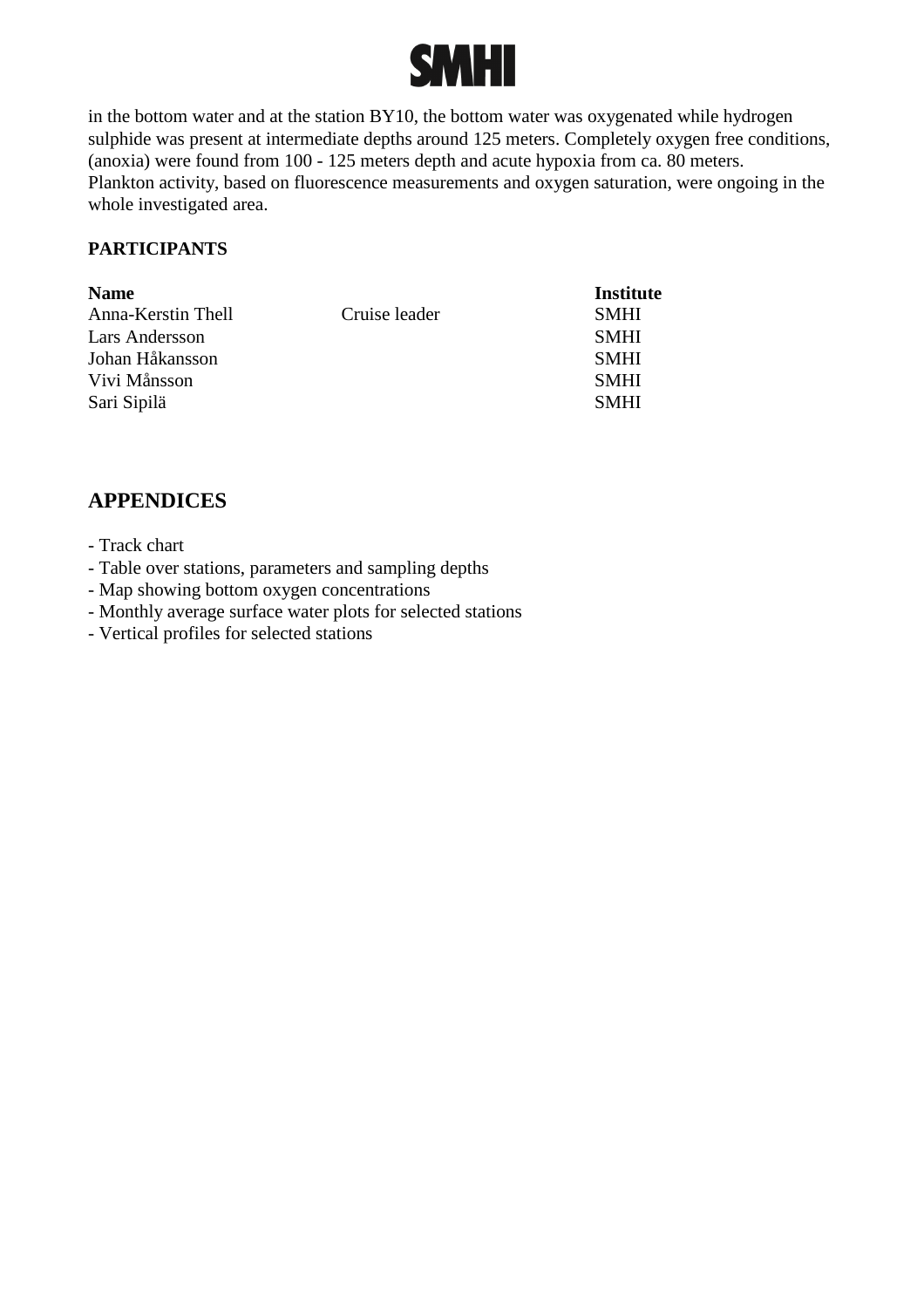in the bottom water and at the station BY10, the bottom water was oxygenated while hydrogen sulphide was present at intermediate depths around 125 meters. Completely oxygen free conditions, (anoxia) were found from 100 - 125 meters depth and acute hypoxia from ca. 80 meters. Plankton activity, based on fluorescence measurements and oxygen saturation, were ongoing in the whole investigated area.

**PARTICIPANTS**

| Name | | Institute |
|---|---|---|
| Anna-Kerstin Thell | Cruise leader | SMHI |
| Lars Andersson | | SMHI |
| Johan Håkansson | | SMHI |
| Vivi Månsson | | SMHI |
| Sari Sipilä | | SMHI |

## APPENDICES

- Track chart
- Table over stations, parameters and sampling depths
- Map showing bottom oxygen concentrations
- Monthly average surface water plots for selected stations
- Vertical profiles for selected stations